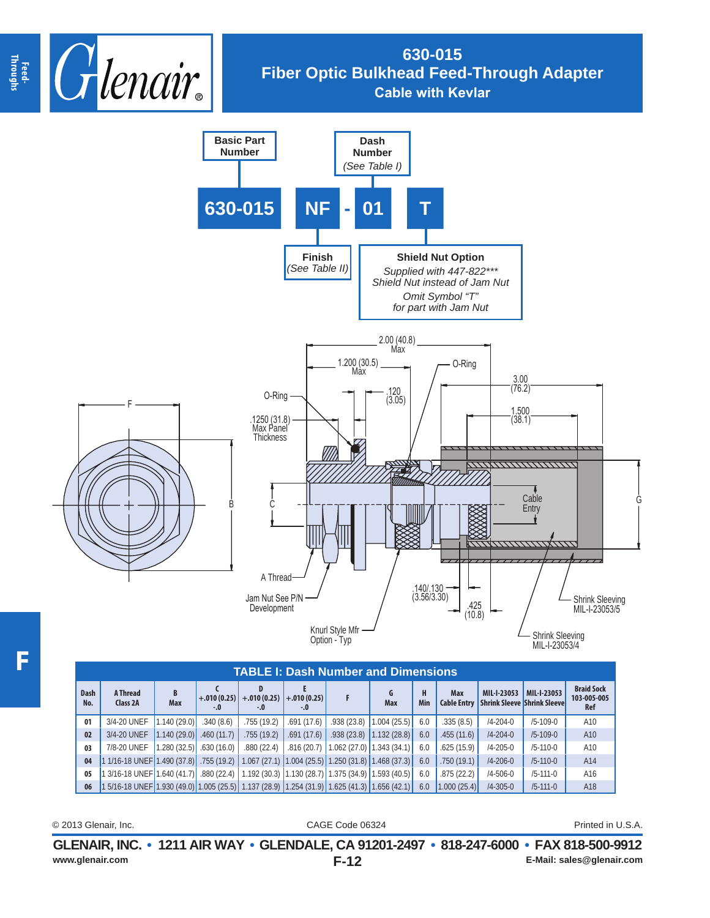# 630-015
## Fiber Optic Bulkhead Feed-Through Adapter
### Cable with Kevlar

**630-015 NF - 01 T**

- **Basic Part Number**: 630-015
- **Finish** *(See Table II)*: NF
- **Dash Number** *(See Table I)*: 01
- **Shield Nut Option**: T — *Supplied with 447-822*** Shield Nut instead of Jam Nut. Omit Symbol "T" for part with Jam Nut*

2.00 (40.8) Max
1.200 (30.5) Max
.120 (3.05)
O-Ring
O-Ring
3.00 (76.2)
1.500 (38.1)
.1250 (31.8) Max Panel Thickness
F
B
C
G
Cable Entry
A Thread
Jam Nut See P/N Development
Knurl Style Mfr Option - Typ
.140/.130 (3.56/3.30)
.425 (10.8)
Shrink Sleeving MIL-I-23053/5
Shrink Sleeving MIL-I-23053/4

**TABLE I: Dash Number and Dimensions**

| Dash No. | A Thread Class 2A | B Max | C +.010 (0.25) -.0 | D +.010 (0.25) -.0 | E +.010 (0.25) -.0 | F | G Max | H Min | Max Cable Entry | MIL-I-23053 Shrink Sleeve | MIL-I-23053 Shrink Sleeve | Braid Sock 103-005-005 Ref |
|---|---|---|---|---|---|---|---|---|---|---|---|---|
| 01 | 3/4-20 UNEF | 1.140 (29.0) | .340 (8.6) | .755 (19.2) | .691 (17.6) | .938 (23.8) | 1.004 (25.5) | 6.0 | .335 (8.5) | /4-204-0 | /5-109-0 | A10 |
| 02 | 3/4-20 UNEF | 1.140 (29.0) | .460 (11.7) | .755 (19.2) | .691 (17.6) | .938 (23.8) | 1.132 (28.8) | 6.0 | .455 (11.6) | /4-204-0 | /5-109-0 | A10 |
| 03 | 7/8-20 UNEF | 1.280 (32.5) | .630 (16.0) | .880 (22.4) | .816 (20.7) | 1.062 (27.0) | 1.343 (34.1) | 6.0 | .625 (15.9) | /4-205-0 | /5-110-0 | A10 |
| 04 | 1 1/16-18 UNEF | 1.490 (37.8) | .755 (19.2) | 1.067 (27.1) | 1.004 (25.5) | 1.250 (31.8) | 1.468 (37.3) | 6.0 | .750 (19.1) | /4-206-0 | /5-110-0 | A14 |
| 05 | 1 3/16-18 UNEF | 1.640 (41.7) | .880 (22.4) | 1.192 (30.3) | 1.130 (28.7) | 1.375 (34.9) | 1.593 (40.5) | 6.0 | .875 (22.2) | /4-506-0 | /5-111-0 | A16 |
| 06 | 1 5/16-18 UNEF | 1.930 (49.0) | 1.005 (25.5) | 1.137 (28.9) | 1.254 (31.9) | 1.625 (41.3) | 1.656 (42.1) | 6.0 | 1.000 (25.4) | /4-305-0 | /5-111-0 | A18 |

© 2013 Glenair, Inc. CAGE Code 06324 Printed in U.S.A.

**GLENAIR, INC. • 1211 AIR WAY • GLENDALE, CA 91201-2497 • 818-247-6000 • FAX 818-500-9912**
www.glenair.com F-12 E-Mail: sales@glenair.com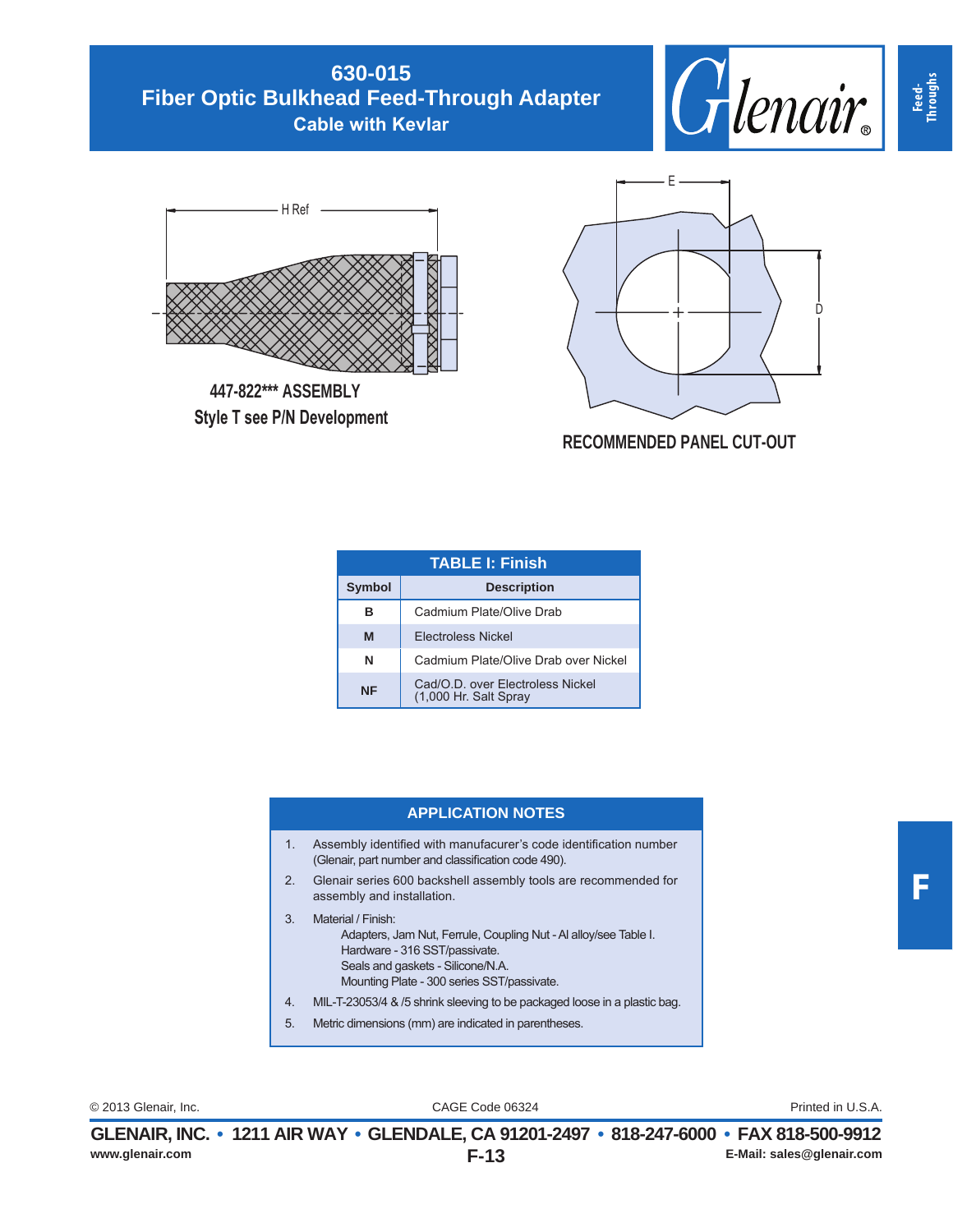# 630-015
## Fiber Optic Bulkhead Feed-Through Adapter
### Cable with Kevlar

H Ref

**447-822*** ASSEMBLY**
**Style T see P/N Development**

E

D

**RECOMMENDED PANEL CUT-OUT**

| TABLE I: Finish | |
|---|---|
| **Symbol** | **Description** |
| **B** | Cadmium Plate/Olive Drab |
| **M** | Electroless Nickel |
| **N** | Cadmium Plate/Olive Drab over Nickel |
| **NF** | Cad/O.D. over Electroless Nickel (1,000 Hr. Salt Spray |

## APPLICATION NOTES

1. Assembly identified with manufacurer's code identification number (Glenair, part number and classification code 490).
2. Glenair series 600 backshell assembly tools are recommended for assembly and installation.
3. Material / Finish:
   Adapters, Jam Nut, Ferrule, Coupling Nut - Al alloy/see Table I.
   Hardware - 316 SST/passivate.
   Seals and gaskets - Silicone/N.A.
   Mounting Plate - 300 series SST/passivate.
4. MIL-T-23053/4 & /5 shrink sleeving to be packaged loose in a plastic bag.
5. Metric dimensions (mm) are indicated in parentheses.

© 2013 Glenair, Inc. CAGE Code 06324 Printed in U.S.A.

**GLENAIR, INC. • 1211 AIR WAY • GLENDALE, CA 91201-2497 • 818-247-6000 • FAX 818-500-9912**

**www.glenair.com** **E-Mail: sales@glenair.com**